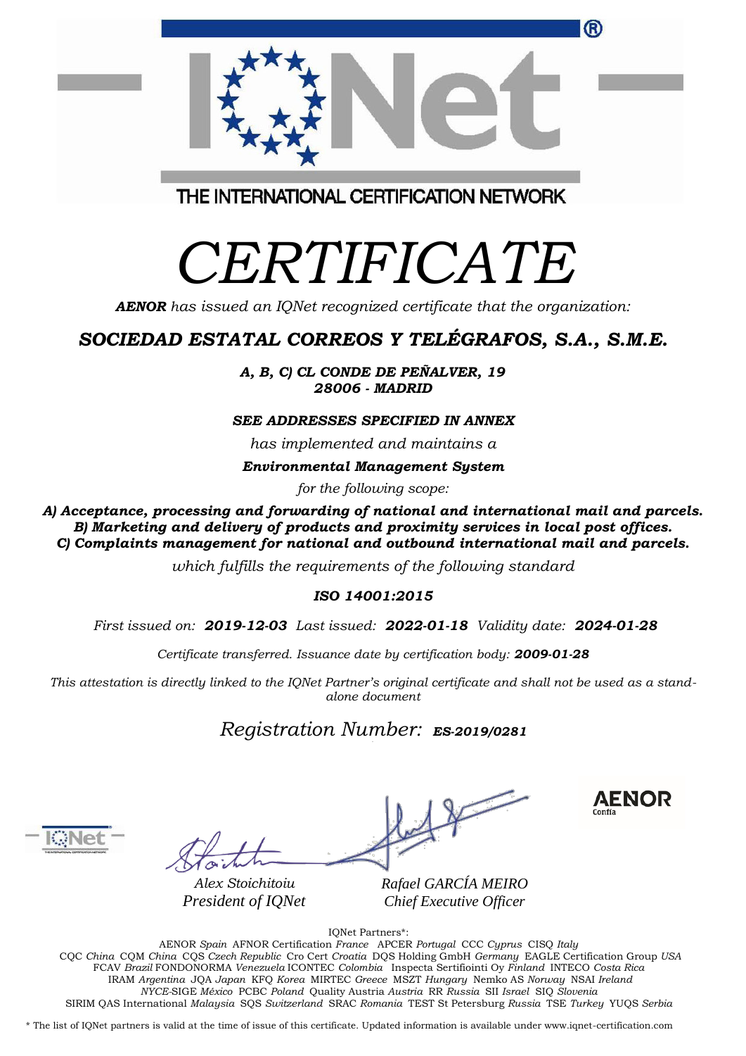THE INTERNATIONAL CERTIFICATION NETWORK

# *CERTIFICATE*

***AENOR*** *has issued an IQNet recognized certificate that the organization:*

## ***SOCIEDAD ESTATAL CORREOS Y TELÉGRAFOS, S.A., S.M.E.***

***A, B, C) CL CONDE DE PEÑALVER, 19***
***28006 - MADRID***

***SEE ADDRESSES SPECIFIED IN ANNEX***

*has implemented and maintains a*

***Environmental Management System***

*for the following scope:*

***A) Acceptance, processing and forwarding of national and international mail and parcels.***
***B) Marketing and delivery of products and proximity services in local post offices.***
***C) Complaints management for national and outbound international mail and parcels.***

*which fulfills the requirements of the following standard*

***ISO 14001:2015***

*First issued on:* ***2019-12-03*** *Last issued:* ***2022-01-18*** *Validity date:* ***2024-01-28***

*Certificate transferred. Issuance date by certification body:* ***2009-01-28***

*This attestation is directly linked to the IQNet Partner's original certificate and shall not be used as a stand-alone document*

*Registration Number:* ***ES-2019/0281***

*Alex Stoichitoiu*
*President of IQNet*

*Rafael GARCÍA MEIRO*
*Chief Executive Officer*

AENOR Confía

IQNet Partners*:

AENOR *Spain* AFNOR Certification *France* APCER *Portugal* CCC *Cyprus* CISQ *Italy*
CQC *China* CQM *China* CQS *Czech Republic* Cro Cert *Croatia* DQS Holding GmbH *Germany* EAGLE Certification Group *USA*
FCAV *Brazil* FONDONORMA *Venezuela* ICONTEC *Colombia* Inspecta Sertifiointi Oy *Finland* INTECO *Costa Rica*
IRAM *Argentina* JQA *Japan* KFQ *Korea* MIRTEC *Greece* MSZT *Hungary* Nemko AS *Norway* NSAI *Ireland*
*NYCE*-SIGE *México* PCBC *Poland* Quality Austria *Austria* RR *Russia* SII *Israel* SIQ *Slovenia*
SIRIM QAS International *Malaysia* SQS *Switzerland* SRAC *Romania* TEST St Petersburg *Russia* TSE *Turkey* YUQS *Serbia*

* The list of IQNet partners is valid at the time of issue of this certificate. Updated information is available under www.iqnet-certification.com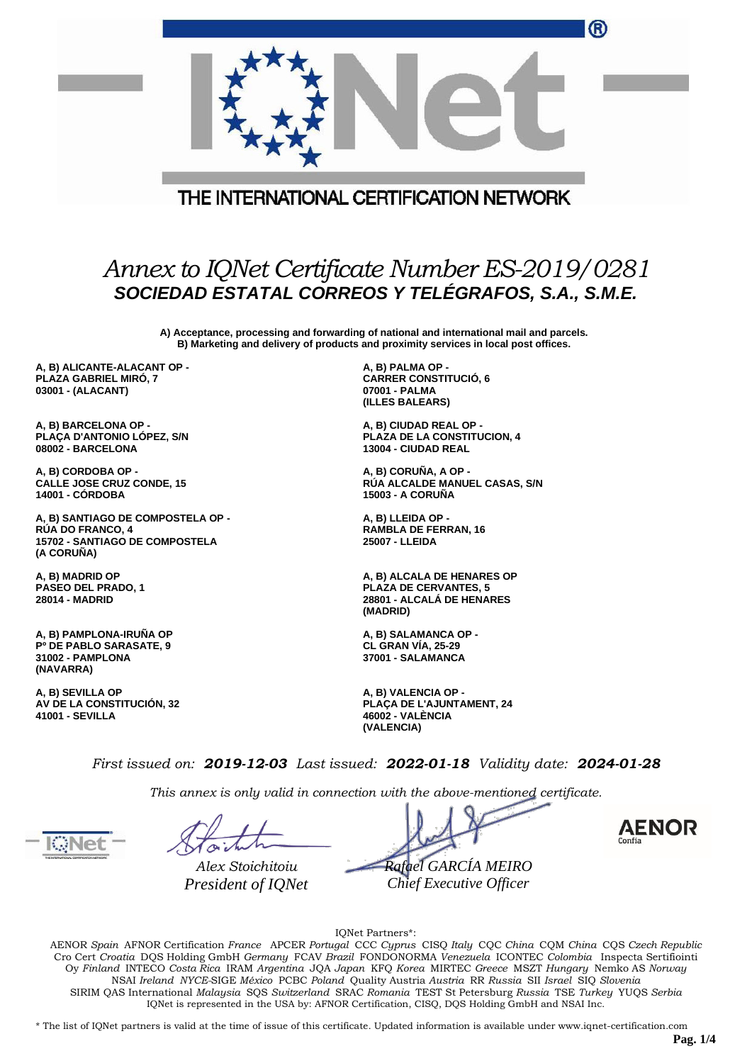THE INTERNATIONAL CERTIFICATION NETWORK

# *Annex to IQNet Certificate Number ES-2019/0281*

## ***SOCIEDAD ESTATAL CORREOS Y TELÉGRAFOS, S.A., S.M.E.***

**A) Acceptance, processing and forwarding of national and international mail and parcels.**
**B) Marketing and delivery of products and proximity services in local post offices.**

**A, B) ALICANTE-ALACANT OP -**
**PLAZA GABRIEL MIRÓ, 7**
**03001 - (ALACANT)**

**A, B) BARCELONA OP -**
**PLAÇA D'ANTONIO LÓPEZ, S/N**
**08002 - BARCELONA**

**A, B) CORDOBA OP -**
**CALLE JOSE CRUZ CONDE, 15**
**14001 - CÓRDOBA**

**A, B) SANTIAGO DE COMPOSTELA OP -**
**RÚA DO FRANCO, 4**
**15702 - SANTIAGO DE COMPOSTELA**
**(A CORUÑA)**

**A, B) MADRID OP**
**PASEO DEL PRADO, 1**
**28014 - MADRID**

**A, B) PAMPLONA-IRUÑA OP**
**Pº DE PABLO SARASATE, 9**
**31002 - PAMPLONA**
**(NAVARRA)**

**A, B) SEVILLA OP**
**AV DE LA CONSTITUCIÓN, 32**
**41001 - SEVILLA**

**A, B) PALMA OP -**
**CARRER CONSTITUCIÓ, 6**
**07001 - PALMA**
**(ILLES BALEARS)**

**A, B) CIUDAD REAL OP -**
**PLAZA DE LA CONSTITUCION, 4**
**13004 - CIUDAD REAL**

**A, B) CORUÑA, A OP -**
**RÚA ALCALDE MANUEL CASAS, S/N**
**15003 - A CORUÑA**

**A, B) LLEIDA OP -**
**RAMBLA DE FERRAN, 16**
**25007 - LLEIDA**

**A, B) ALCALA DE HENARES OP**
**PLAZA DE CERVANTES, 5**
**28801 - ALCALÁ DE HENARES**
**(MADRID)**

**A, B) SALAMANCA OP -**
**CL GRAN VÍA, 25-29**
**37001 - SALAMANCA**

**A, B) VALENCIA OP -**
**PLAÇA DE L'AJUNTAMENT, 24**
**46002 - VALÈNCIA**
**(VALENCIA)**

*First issued on:* ***2019-12-03*** *Last issued:* ***2022-01-18*** *Validity date:* ***2024-01-28***

*This annex is only valid in connection with the above-mentioned certificate.*

*Alex Stoichitoiu*
*President of IQNet*

*Rafael GARCÍA MEIRO*
*Chief Executive Officer*

AENOR Confía

IQNet Partners*:

AENOR *Spain* AFNOR Certification *France* APCER *Portugal* CCC *Cyprus* CISQ *Italy* CQC *China* CQM *China* CQS *Czech Republic* Cro Cert *Croatia* DQS Holding GmbH *Germany* FCAV *Brazil* FONDONORMA *Venezuela* ICONTEC *Colombia* Inspecta Sertifiointi Oy *Finland* INTECO *Costa Rica* IRAM *Argentina* JQA *Japan* KFQ *Korea* MIRTEC *Greece* MSZT *Hungary* Nemko AS *Norway* NSAI *Ireland* *NYCE*-SIGE *México* PCBC *Poland* Quality Austria *Austria* RR *Russia* SII *Israel* SIQ *Slovenia* SIRIM QAS International *Malaysia* SQS *Switzerland* SRAC *Romania* TEST St Petersburg *Russia* TSE *Turkey* YUQS *Serbia*
IQNet is represented in the USA by: AFNOR Certification, CISQ, DQS Holding GmbH and NSAI Inc.

\* The list of IQNet partners is valid at the time of issue of this certificate. Updated information is available under www.iqnet-certification.com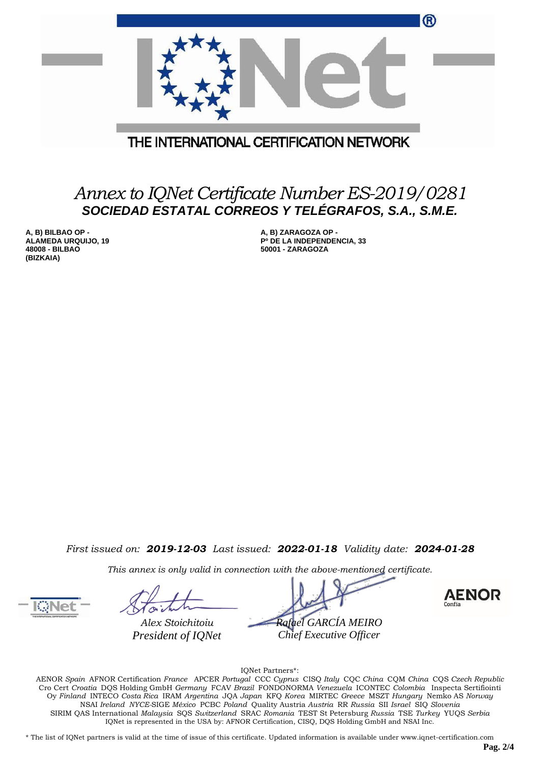THE INTERNATIONAL CERTIFICATION NETWORK

# *Annex to IQNet Certificate Number ES-2019/0281*

## *SOCIEDAD ESTATAL CORREOS Y TELÉGRAFOS, S.A., S.M.E.*

**A, B) BILBAO OP -**
**ALAMEDA URQUIJO, 19**
**48008 - BILBAO**
**(BIZKAIA)**

**A, B) ZARAGOZA OP -**
**Pº DE LA INDEPENDENCIA, 33**
**50001 - ZARAGOZA**

*First issued on:* ***2019-12-03*** *Last issued:* ***2022-01-18*** *Validity date:* ***2024-01-28***

*This annex is only valid in connection with the above-mentioned certificate.*

*Alex Stoichitoiu*
*President of IQNet*

*Rafael GARCÍA MEIRO*
*Chief Executive Officer*

AENOR Confía

IQNet Partners*:

AENOR *Spain* AFNOR Certification *France* APCER *Portugal* CCC *Cyprus* CISQ *Italy* CQC *China* CQM *China* CQS *Czech Republic* Cro Cert *Croatia* DQS Holding GmbH *Germany* FCAV *Brazil* FONDONORMA *Venezuela* ICONTEC *Colombia* Inspecta Sertifiointi Oy *Finland* INTECO *Costa Rica* IRAM *Argentina* JQA *Japan* KFQ *Korea* MIRTEC *Greece* MSZT *Hungary* Nemko AS *Norway* NSAI *Ireland* *NYCE*-SIGE *México* PCBC *Poland* Quality Austria *Austria* RR *Russia* SII *Israel* SIQ *Slovenia* SIRIM QAS International *Malaysia* SQS *Switzerland* SRAC *Romania* TEST St Petersburg *Russia* TSE *Turkey* YUQS *Serbia*
IQNet is represented in the USA by: AFNOR Certification, CISQ, DQS Holding GmbH and NSAI Inc.

\* The list of IQNet partners is valid at the time of issue of this certificate. Updated information is available under www.iqnet-certification.com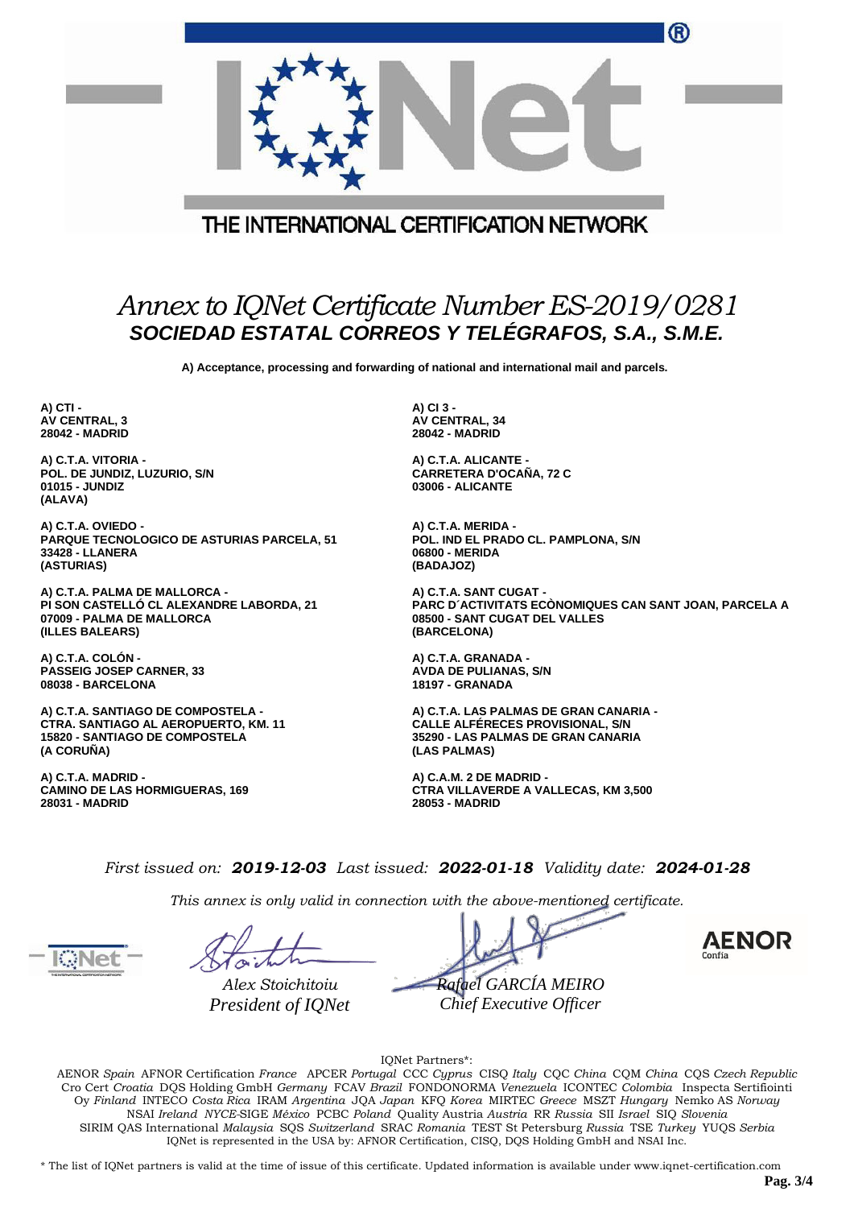THE INTERNATIONAL CERTIFICATION NETWORK

# *Annex to IQNet Certificate Number ES-2019/0281*

## ***SOCIEDAD ESTATAL CORREOS Y TELÉGRAFOS, S.A., S.M.E.***

**A) Acceptance, processing and forwarding of national and international mail and parcels.**

**A) CTI -**
**AV CENTRAL, 3**
**28042 - MADRID**

**A) CI 3 -**
**AV CENTRAL, 34**
**28042 - MADRID**

**A) C.T.A. VITORIA -**
**POL. DE JUNDIZ, LUZURIO, S/N**
**01015 - JUNDIZ**
**(ALAVA)**

**A) C.T.A. ALICANTE -**
**CARRETERA D'OCAÑA, 72 C**
**03006 - ALICANTE**

**A) C.T.A. OVIEDO -**
**PARQUE TECNOLOGICO DE ASTURIAS PARCELA, 51**
**33428 - LLANERA**
**(ASTURIAS)**

**A) C.T.A. MERIDA -**
**POL. IND EL PRADO CL. PAMPLONA, S/N**
**06800 - MERIDA**
**(BADAJOZ)**

**A) C.T.A. PALMA DE MALLORCA -**
**PI SON CASTELLÓ CL ALEXANDRE LABORDA, 21**
**07009 - PALMA DE MALLORCA**
**(ILLES BALEARS)**

**A) C.T.A. SANT CUGAT -**
**PARC D´ACTIVITATS ECÒNOMIQUES CAN SANT JOAN, PARCELA A**
**08500 - SANT CUGAT DEL VALLES**
**(BARCELONA)**

**A) C.T.A. COLÓN -**
**PASSEIG JOSEP CARNER, 33**
**08038 - BARCELONA**

**A) C.T.A. GRANADA -**
**AVDA DE PULIANAS, S/N**
**18197 - GRANADA**

**A) C.T.A. SANTIAGO DE COMPOSTELA -**
**CTRA. SANTIAGO AL AEROPUERTO, KM. 11**
**15820 - SANTIAGO DE COMPOSTELA**
**(A CORUÑA)**

**A) C.T.A. LAS PALMAS DE GRAN CANARIA -**
**CALLE ALFÉRECES PROVISIONAL, S/N**
**35290 - LAS PALMAS DE GRAN CANARIA**
**(LAS PALMAS)**

**A) C.T.A. MADRID -**
**CAMINO DE LAS HORMIGUERAS, 169**
**28031 - MADRID**

**A) C.A.M. 2 DE MADRID -**
**CTRA VILLAVERDE A VALLECAS, KM 3,500**
**28053 - MADRID**

*First issued on:* ***2019-12-03*** *Last issued:* ***2022-01-18*** *Validity date:* ***2024-01-28***

*This annex is only valid in connection with the above-mentioned certificate.*

*Alex Stoichitoiu*
*President of IQNet*

*Rafael GARCÍA MEIRO*
*Chief Executive Officer*

AENOR Confía

IQNet Partners*:

AENOR *Spain* AFNOR Certification *France* APCER *Portugal* CCC *Cyprus* CISQ *Italy* CQC *China* CQM *China* CQS *Czech Republic* Cro Cert *Croatia* DQS Holding GmbH *Germany* FCAV *Brazil* FONDONORMA *Venezuela* ICONTEC *Colombia* Inspecta Sertifiointi Oy *Finland* INTECO *Costa Rica* IRAM *Argentina* JQA *Japan* KFQ *Korea* MIRTEC *Greece* MSZT *Hungary* Nemko AS *Norway* NSAI *Ireland* *NYCE*-SIGE *México* PCBC *Poland* Quality Austria *Austria* RR *Russia* SII *Israel* SIQ *Slovenia* SIRIM QAS International *Malaysia* SQS *Switzerland* SRAC *Romania* TEST St Petersburg *Russia* TSE *Turkey* YUQS *Serbia*
IQNet is represented in the USA by: AFNOR Certification, CISQ, DQS Holding GmbH and NSAI Inc.

* The list of IQNet partners is valid at the time of issue of this certificate. Updated information is available under www.iqnet-certification.com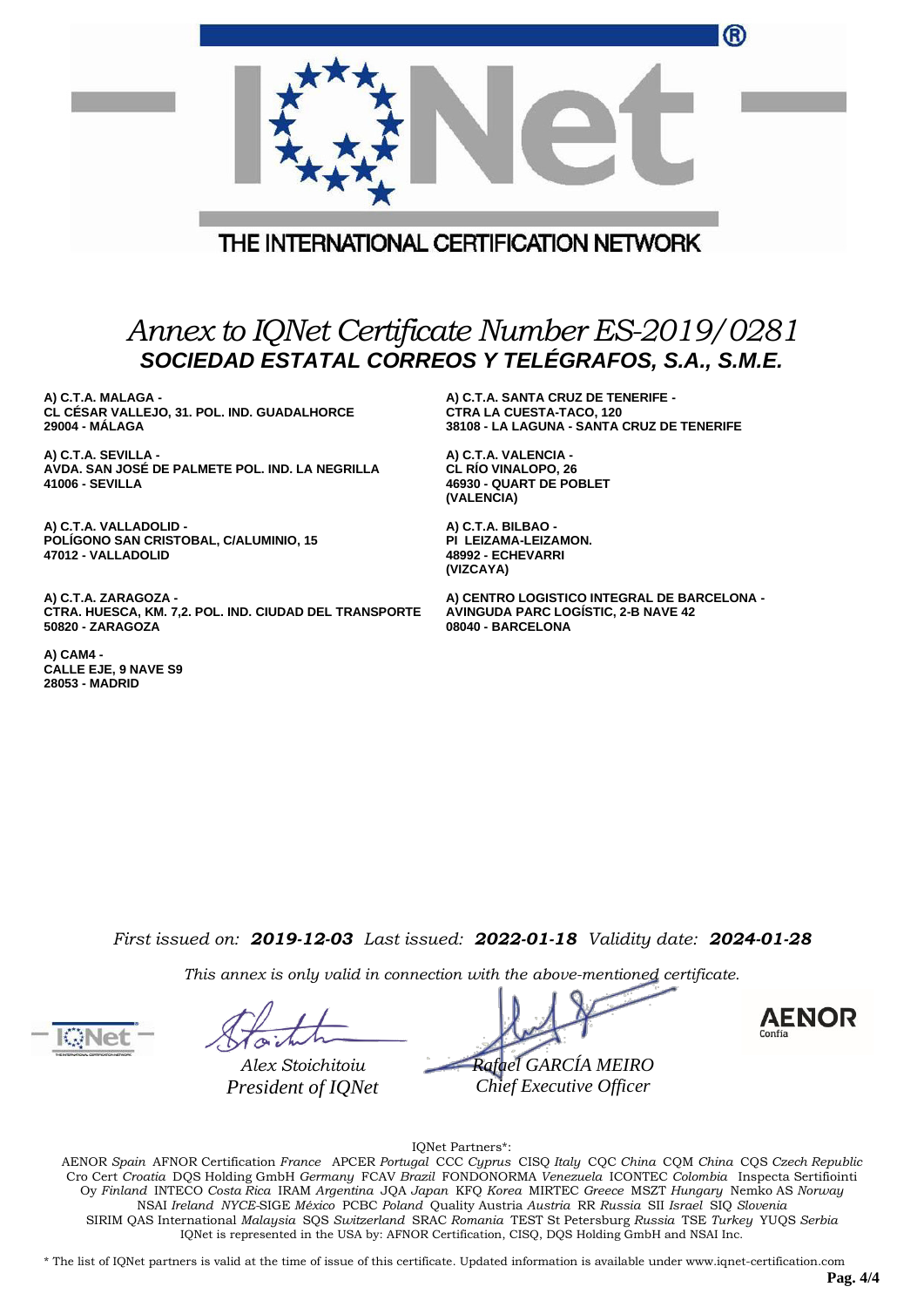THE INTERNATIONAL CERTIFICATION NETWORK

# *Annex to IQNet Certificate Number ES-2019/0281*

## ***SOCIEDAD ESTATAL CORREOS Y TELÉGRAFOS, S.A., S.M.E.***

**A) C.T.A. MALAGA -**
**CL CÉSAR VALLEJO, 31. POL. IND. GUADALHORCE**
**29004 - MÁLAGA**

**A) C.T.A. SEVILLA -**
**AVDA. SAN JOSÉ DE PALMETE POL. IND. LA NEGRILLA**
**41006 - SEVILLA**

**A) C.T.A. VALLADOLID -**
**POLÍGONO SAN CRISTOBAL, C/ALUMINIO, 15**
**47012 - VALLADOLID**

**A) C.T.A. ZARAGOZA -**
**CTRA. HUESCA, KM. 7,2. POL. IND. CIUDAD DEL TRANSPORTE**
**50820 - ZARAGOZA**

**A) CAM4 -**
**CALLE EJE, 9 NAVE S9**
**28053 - MADRID**

**A) C.T.A. SANTA CRUZ DE TENERIFE -**
**CTRA LA CUESTA-TACO, 120**
**38108 - LA LAGUNA - SANTA CRUZ DE TENERIFE**

**A) C.T.A. VALENCIA -**
**CL RÍO VINALOPO, 26**
**46930 - QUART DE POBLET**
**(VALENCIA)**

**A) C.T.A. BILBAO -**
**PI LEIZAMA-LEIZAMON.**
**48992 - ECHEVARRI**
**(VIZCAYA)**

**A) CENTRO LOGISTICO INTEGRAL DE BARCELONA -**
**AVINGUDA PARC LOGÍSTIC, 2-B NAVE 42**
**08040 - BARCELONA**

*First issued on:* ***2019-12-03*** *Last issued:* ***2022-01-18*** *Validity date:* ***2024-01-28***

*This annex is only valid in connection with the above-mentioned certificate.*

*Alex Stoichitoiu*
*President of IQNet*

*Rafael GARCÍA MEIRO*
*Chief Executive Officer*

AENOR Confía

IQNet Partners*:

AENOR *Spain* AFNOR Certification *France* APCER *Portugal* CCC *Cyprus* CISQ *Italy* CQC *China* CQM *China* CQS *Czech Republic* Cro Cert *Croatia* DQS Holding GmbH *Germany* FCAV *Brazil* FONDONORMA *Venezuela* ICONTEC *Colombia* Inspecta Sertifiointi Oy *Finland* INTECO *Costa Rica* IRAM *Argentina* JQA *Japan* KFQ *Korea* MIRTEC *Greece* MSZT *Hungary* Nemko AS *Norway* NSAI *Ireland* *NYCE*-SIGE *México* PCBC *Poland* Quality Austria *Austria* RR *Russia* SII *Israel* SIQ *Slovenia* SIRIM QAS International *Malaysia* SQS *Switzerland* SRAC *Romania* TEST St Petersburg *Russia* TSE *Turkey* YUQS *Serbia*
IQNet is represented in the USA by: AFNOR Certification, CISQ, DQS Holding GmbH and NSAI Inc.

* The list of IQNet partners is valid at the time of issue of this certificate. Updated information is available under www.iqnet-certification.com